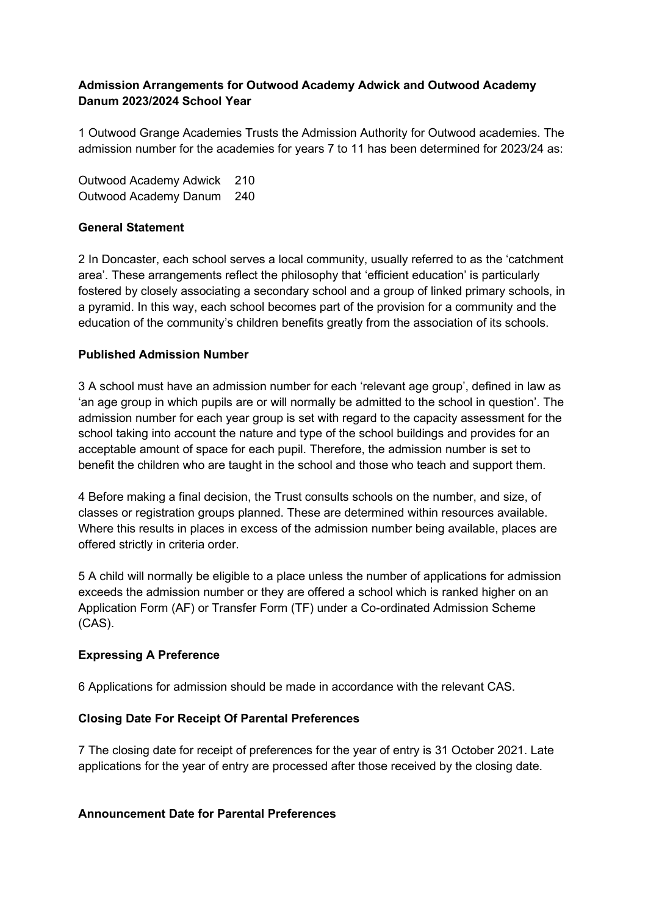**Admission Arrangements for Outwood Academy Adwick and Outwood Academy Danum 2023/2024 School Year**

1 Outwood Grange Academies Trusts the Admission Authority for Outwood academies. The admission number for the academies for years 7 to 11 has been determined for 2023/24 as:

Outwood Academy Adwick 210
Outwood Academy Danum 240

**General Statement**

2 In Doncaster, each school serves a local community, usually referred to as the 'catchment area'. These arrangements reflect the philosophy that 'efficient education' is particularly fostered by closely associating a secondary school and a group of linked primary schools, in a pyramid. In this way, each school becomes part of the provision for a community and the education of the community's children benefits greatly from the association of its schools.

**Published Admission Number**

3 A school must have an admission number for each 'relevant age group', defined in law as 'an age group in which pupils are or will normally be admitted to the school in question'. The admission number for each year group is set with regard to the capacity assessment for the school taking into account the nature and type of the school buildings and provides for an acceptable amount of space for each pupil. Therefore, the admission number is set to benefit the children who are taught in the school and those who teach and support them.

4 Before making a final decision, the Trust consults schools on the number, and size, of classes or registration groups planned. These are determined within resources available. Where this results in places in excess of the admission number being available, places are offered strictly in criteria order.

5 A child will normally be eligible to a place unless the number of applications for admission exceeds the admission number or they are offered a school which is ranked higher on an Application Form (AF) or Transfer Form (TF) under a Co-ordinated Admission Scheme (CAS).

**Expressing A Preference**

6 Applications for admission should be made in accordance with the relevant CAS.

**Closing Date For Receipt Of Parental Preferences**

7 The closing date for receipt of preferences for the year of entry is 31 October 2021. Late applications for the year of entry are processed after those received by the closing date.

**Announcement Date for Parental Preferences**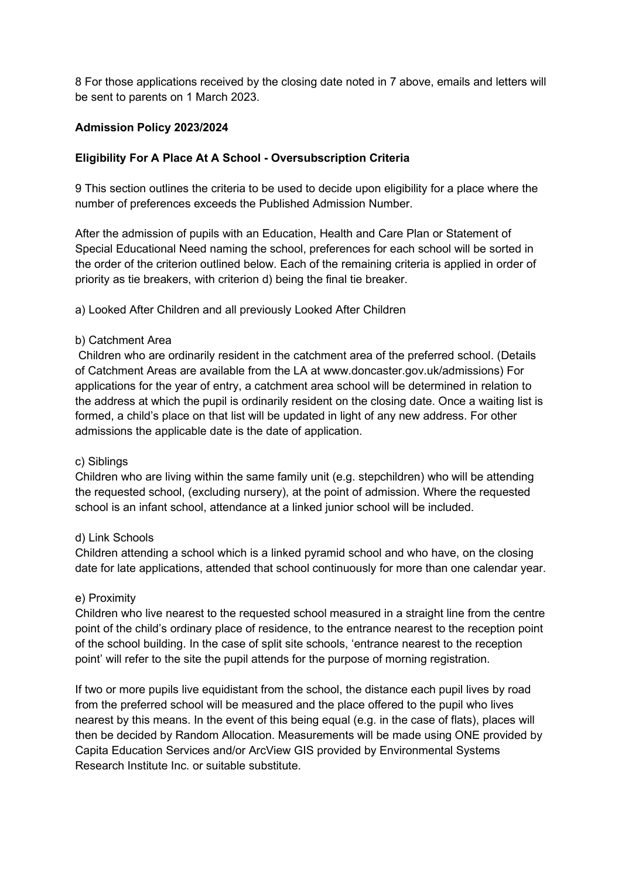8 For those applications received by the closing date noted in 7 above, emails and letters will be sent to parents on 1 March 2023.

**Admission Policy 2023/2024**

**Eligibility For A Place At A School - Oversubscription Criteria**

9 This section outlines the criteria to be used to decide upon eligibility for a place where the number of preferences exceeds the Published Admission Number.

After the admission of pupils with an Education, Health and Care Plan or Statement of Special Educational Need naming the school, preferences for each school will be sorted in the order of the criterion outlined below. Each of the remaining criteria is applied in order of priority as tie breakers, with criterion d) being the final tie breaker.

a) Looked After Children and all previously Looked After Children

b) Catchment Area

Children who are ordinarily resident in the catchment area of the preferred school. (Details of Catchment Areas are available from the LA at www.doncaster.gov.uk/admissions) For applications for the year of entry, a catchment area school will be determined in relation to the address at which the pupil is ordinarily resident on the closing date. Once a waiting list is formed, a child's place on that list will be updated in light of any new address. For other admissions the applicable date is the date of application.

c) Siblings

Children who are living within the same family unit (e.g. stepchildren) who will be attending the requested school, (excluding nursery), at the point of admission. Where the requested school is an infant school, attendance at a linked junior school will be included.

d) Link Schools

Children attending a school which is a linked pyramid school and who have, on the closing date for late applications, attended that school continuously for more than one calendar year.

e) Proximity

Children who live nearest to the requested school measured in a straight line from the centre point of the child's ordinary place of residence, to the entrance nearest to the reception point of the school building. In the case of split site schools, 'entrance nearest to the reception point' will refer to the site the pupil attends for the purpose of morning registration.

If two or more pupils live equidistant from the school, the distance each pupil lives by road from the preferred school will be measured and the place offered to the pupil who lives nearest by this means. In the event of this being equal (e.g. in the case of flats), places will then be decided by Random Allocation. Measurements will be made using ONE provided by Capita Education Services and/or ArcView GIS provided by Environmental Systems Research Institute Inc. or suitable substitute.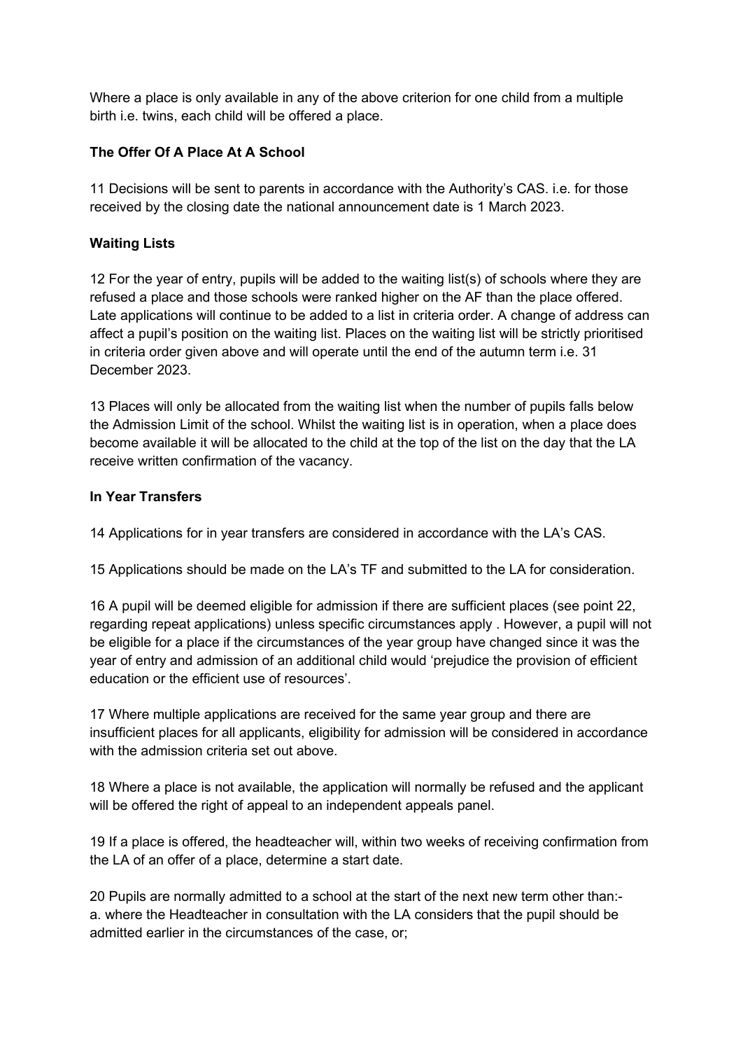Where a place is only available in any of the above criterion for one child from a multiple birth i.e. twins, each child will be offered a place.

**The Offer Of A Place At A School**

11 Decisions will be sent to parents in accordance with the Authority's CAS. i.e. for those received by the closing date the national announcement date is 1 March 2023.

**Waiting Lists**

12 For the year of entry, pupils will be added to the waiting list(s) of schools where they are refused a place and those schools were ranked higher on the AF than the place offered. Late applications will continue to be added to a list in criteria order. A change of address can affect a pupil's position on the waiting list. Places on the waiting list will be strictly prioritised in criteria order given above and will operate until the end of the autumn term i.e. 31 December 2023.

13 Places will only be allocated from the waiting list when the number of pupils falls below the Admission Limit of the school. Whilst the waiting list is in operation, when a place does become available it will be allocated to the child at the top of the list on the day that the LA receive written confirmation of the vacancy.

**In Year Transfers**

14 Applications for in year transfers are considered in accordance with the LA's CAS.

15 Applications should be made on the LA's TF and submitted to the LA for consideration.

16 A pupil will be deemed eligible for admission if there are sufficient places (see point 22, regarding repeat applications) unless specific circumstances apply . However, a pupil will not be eligible for a place if the circumstances of the year group have changed since it was the year of entry and admission of an additional child would 'prejudice the provision of efficient education or the efficient use of resources'.

17 Where multiple applications are received for the same year group and there are insufficient places for all applicants, eligibility for admission will be considered in accordance with the admission criteria set out above.

18 Where a place is not available, the application will normally be refused and the applicant will be offered the right of appeal to an independent appeals panel.

19 If a place is offered, the headteacher will, within two weeks of receiving confirmation from the LA of an offer of a place, determine a start date.

20 Pupils are normally admitted to a school at the start of the next new term other than:-
a. where the Headteacher in consultation with the LA considers that the pupil should be admitted earlier in the circumstances of the case, or;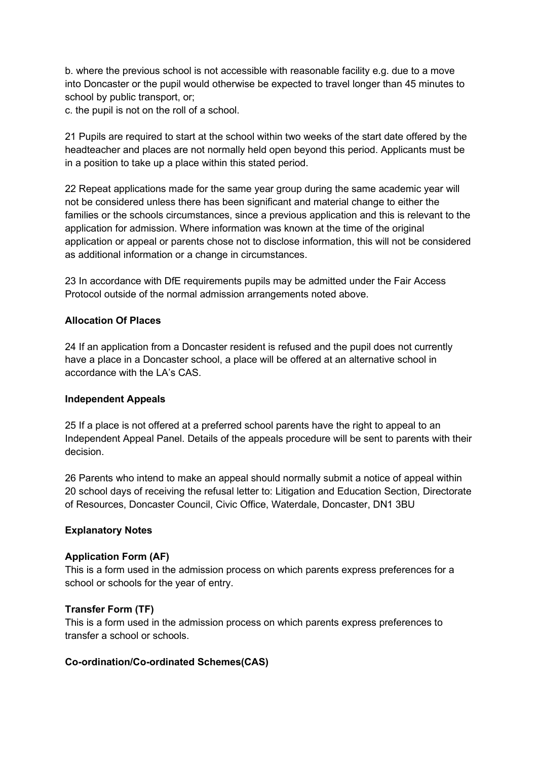b. where the previous school is not accessible with reasonable facility e.g. due to a move into Doncaster or the pupil would otherwise be expected to travel longer than 45 minutes to school by public transport, or;

c. the pupil is not on the roll of a school.

21 Pupils are required to start at the school within two weeks of the start date offered by the headteacher and places are not normally held open beyond this period. Applicants must be in a position to take up a place within this stated period.

22 Repeat applications made for the same year group during the same academic year will not be considered unless there has been significant and material change to either the families or the schools circumstances, since a previous application and this is relevant to the application for admission. Where information was known at the time of the original application or appeal or parents chose not to disclose information, this will not be considered as additional information or a change in circumstances.

23 In accordance with DfE requirements pupils may be admitted under the Fair Access Protocol outside of the normal admission arrangements noted above.

**Allocation Of Places**

24 If an application from a Doncaster resident is refused and the pupil does not currently have a place in a Doncaster school, a place will be offered at an alternative school in accordance with the LA's CAS.

**Independent Appeals**

25 If a place is not offered at a preferred school parents have the right to appeal to an Independent Appeal Panel. Details of the appeals procedure will be sent to parents with their decision.

26 Parents who intend to make an appeal should normally submit a notice of appeal within 20 school days of receiving the refusal letter to: Litigation and Education Section, Directorate of Resources, Doncaster Council, Civic Office, Waterdale, Doncaster, DN1 3BU

**Explanatory Notes**

**Application Form (AF)**

This is a form used in the admission process on which parents express preferences for a school or schools for the year of entry.

**Transfer Form (TF)**

This is a form used in the admission process on which parents express preferences to transfer a school or schools.

**Co-ordination/Co-ordinated Schemes(CAS)**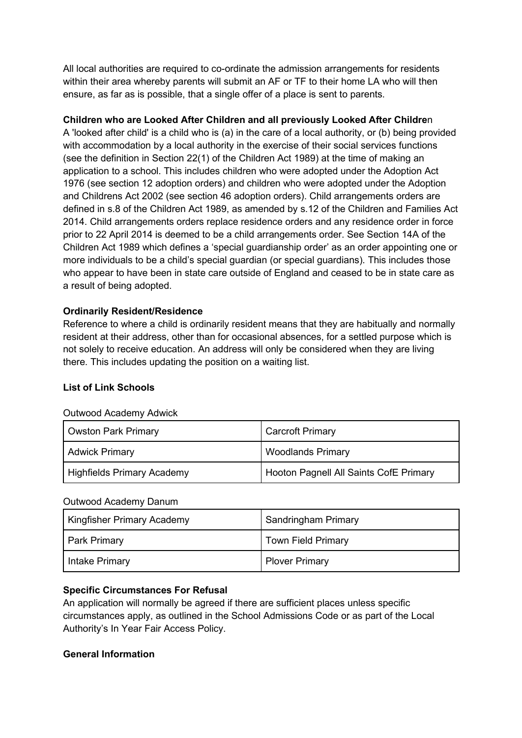All local authorities are required to co-ordinate the admission arrangements for residents within their area whereby parents will submit an AF or TF to their home LA who will then ensure, as far as is possible, that a single offer of a place is sent to parents.

**Children who are Looked After Children and all previously Looked After Childre**n

A 'looked after child' is a child who is (a) in the care of a local authority, or (b) being provided with accommodation by a local authority in the exercise of their social services functions (see the definition in Section 22(1) of the Children Act 1989) at the time of making an application to a school. This includes children who were adopted under the Adoption Act 1976 (see section 12 adoption orders) and children who were adopted under the Adoption and Childrens Act 2002 (see section 46 adoption orders). Child arrangements orders are defined in s.8 of the Children Act 1989, as amended by s.12 of the Children and Families Act 2014. Child arrangements orders replace residence orders and any residence order in force prior to 22 April 2014 is deemed to be a child arrangements order. See Section 14A of the Children Act 1989 which defines a 'special guardianship order' as an order appointing one or more individuals to be a child's special guardian (or special guardians). This includes those who appear to have been in state care outside of England and ceased to be in state care as a result of being adopted.

**Ordinarily Resident/Residence**

Reference to where a child is ordinarily resident means that they are habitually and normally resident at their address, other than for occasional absences, for a settled purpose which is not solely to receive education. An address will only be considered when they are living there. This includes updating the position on a waiting list.

**List of Link Schools**

Outwood Academy Adwick

| | |
|---|---|
| Owston Park Primary | Carcroft Primary |
| Adwick Primary | Woodlands Primary |
| Highfields Primary Academy | Hooton Pagnell All Saints CofE Primary |

Outwood Academy Danum

| | |
|---|---|
| Kingfisher Primary Academy | Sandringham Primary |
| Park Primary | Town Field Primary |
| Intake Primary | Plover Primary |

**Specific Circumstances For Refusal**

An application will normally be agreed if there are sufficient places unless specific circumstances apply, as outlined in the School Admissions Code or as part of the Local Authority's In Year Fair Access Policy.

**General Information**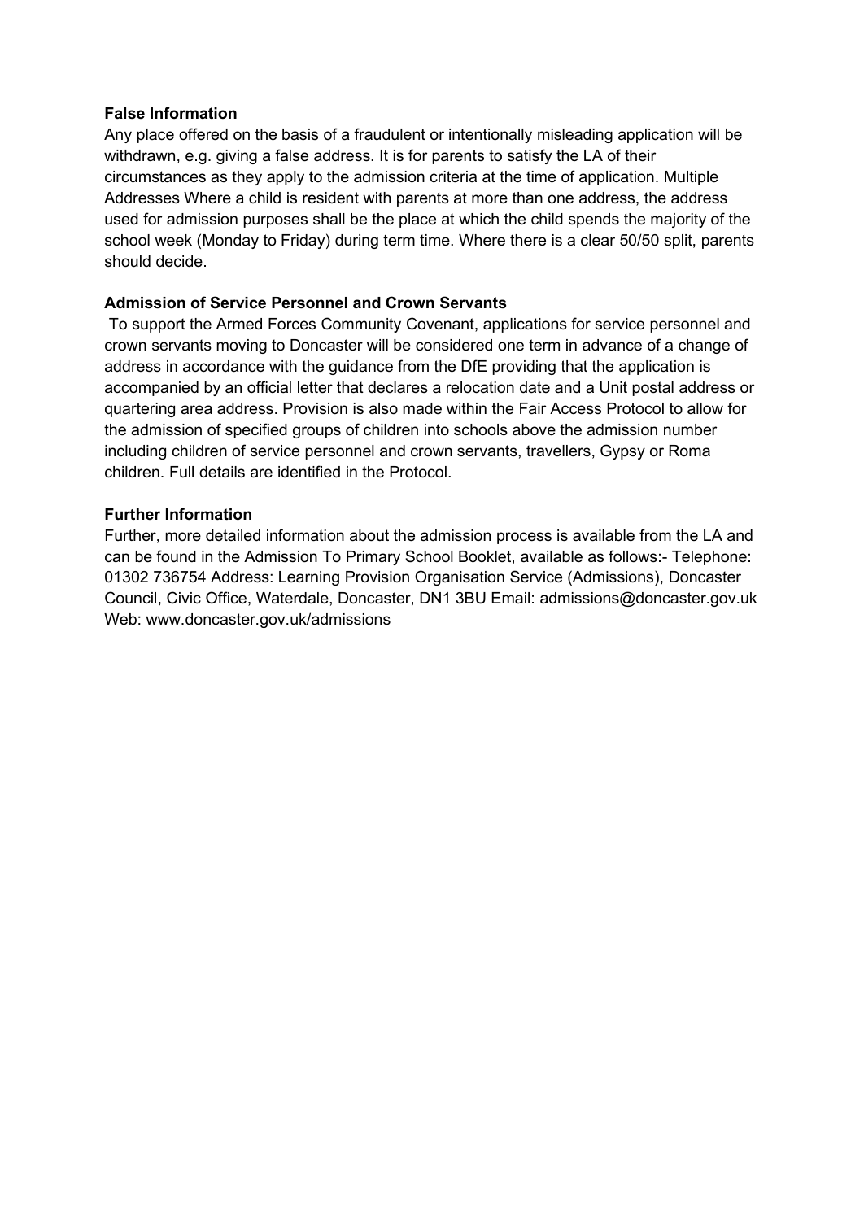**False Information**

Any place offered on the basis of a fraudulent or intentionally misleading application will be withdrawn, e.g. giving a false address. It is for parents to satisfy the LA of their circumstances as they apply to the admission criteria at the time of application. Multiple Addresses Where a child is resident with parents at more than one address, the address used for admission purposes shall be the place at which the child spends the majority of the school week (Monday to Friday) during term time. Where there is a clear 50/50 split, parents should decide.

**Admission of Service Personnel and Crown Servants**

To support the Armed Forces Community Covenant, applications for service personnel and crown servants moving to Doncaster will be considered one term in advance of a change of address in accordance with the guidance from the DfE providing that the application is accompanied by an official letter that declares a relocation date and a Unit postal address or quartering area address. Provision is also made within the Fair Access Protocol to allow for the admission of specified groups of children into schools above the admission number including children of service personnel and crown servants, travellers, Gypsy or Roma children. Full details are identified in the Protocol.

**Further Information**

Further, more detailed information about the admission process is available from the LA and can be found in the Admission To Primary School Booklet, available as follows:- Telephone: 01302 736754 Address: Learning Provision Organisation Service (Admissions), Doncaster Council, Civic Office, Waterdale, Doncaster, DN1 3BU Email: admissions@doncaster.gov.uk Web: www.doncaster.gov.uk/admissions